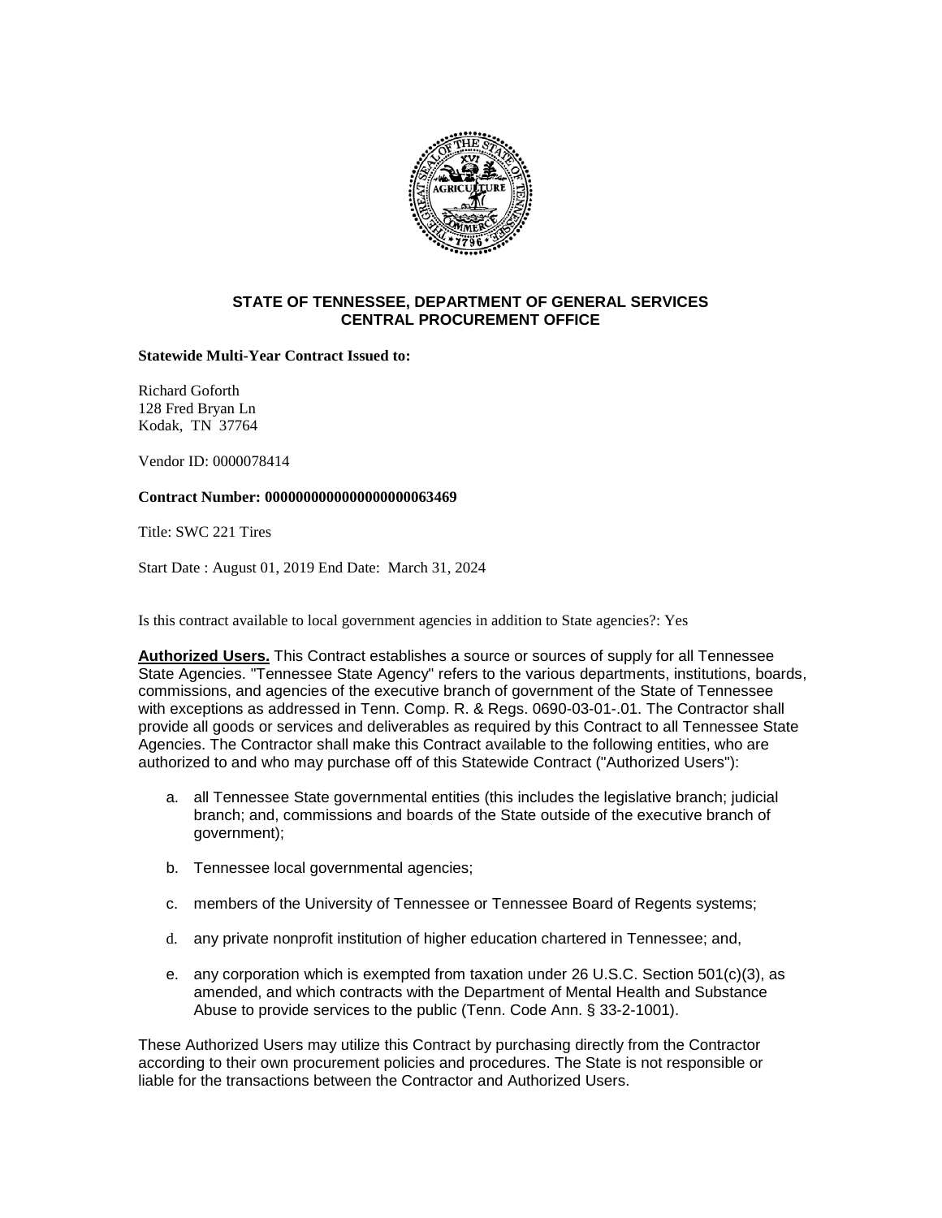## STATE OF TENNESSEE, DEPARTMENT OF GENERAL SERVICES
## CENTRAL PROCUREMENT OFFICE

**Statewide Multi-Year Contract Issued to:**

Richard Goforth
128 Fred Bryan Ln
Kodak, TN 37764

Vendor ID: 0000078414

**Contract Number: 0000000000000000000063469**

Title: SWC 221 Tires

Start Date : August 01, 2019 End Date: March 31, 2024

Is this contract available to local government agencies in addition to State agencies?: Yes

**Authorized Users.** This Contract establishes a source or sources of supply for all Tennessee State Agencies. "Tennessee State Agency" refers to the various departments, institutions, boards, commissions, and agencies of the executive branch of government of the State of Tennessee with exceptions as addressed in Tenn. Comp. R. & Regs. 0690-03-01-.01. The Contractor shall provide all goods or services and deliverables as required by this Contract to all Tennessee State Agencies. The Contractor shall make this Contract available to the following entities, who are authorized to and who may purchase off of this Statewide Contract ("Authorized Users"):

a. all Tennessee State governmental entities (this includes the legislative branch; judicial branch; and, commissions and boards of the State outside of the executive branch of government);

b. Tennessee local governmental agencies;

c. members of the University of Tennessee or Tennessee Board of Regents systems;

d. any private nonprofit institution of higher education chartered in Tennessee; and,

e. any corporation which is exempted from taxation under 26 U.S.C. Section 501(c)(3), as amended, and which contracts with the Department of Mental Health and Substance Abuse to provide services to the public (Tenn. Code Ann. § 33-2-1001).

These Authorized Users may utilize this Contract by purchasing directly from the Contractor according to their own procurement policies and procedures. The State is not responsible or liable for the transactions between the Contractor and Authorized Users.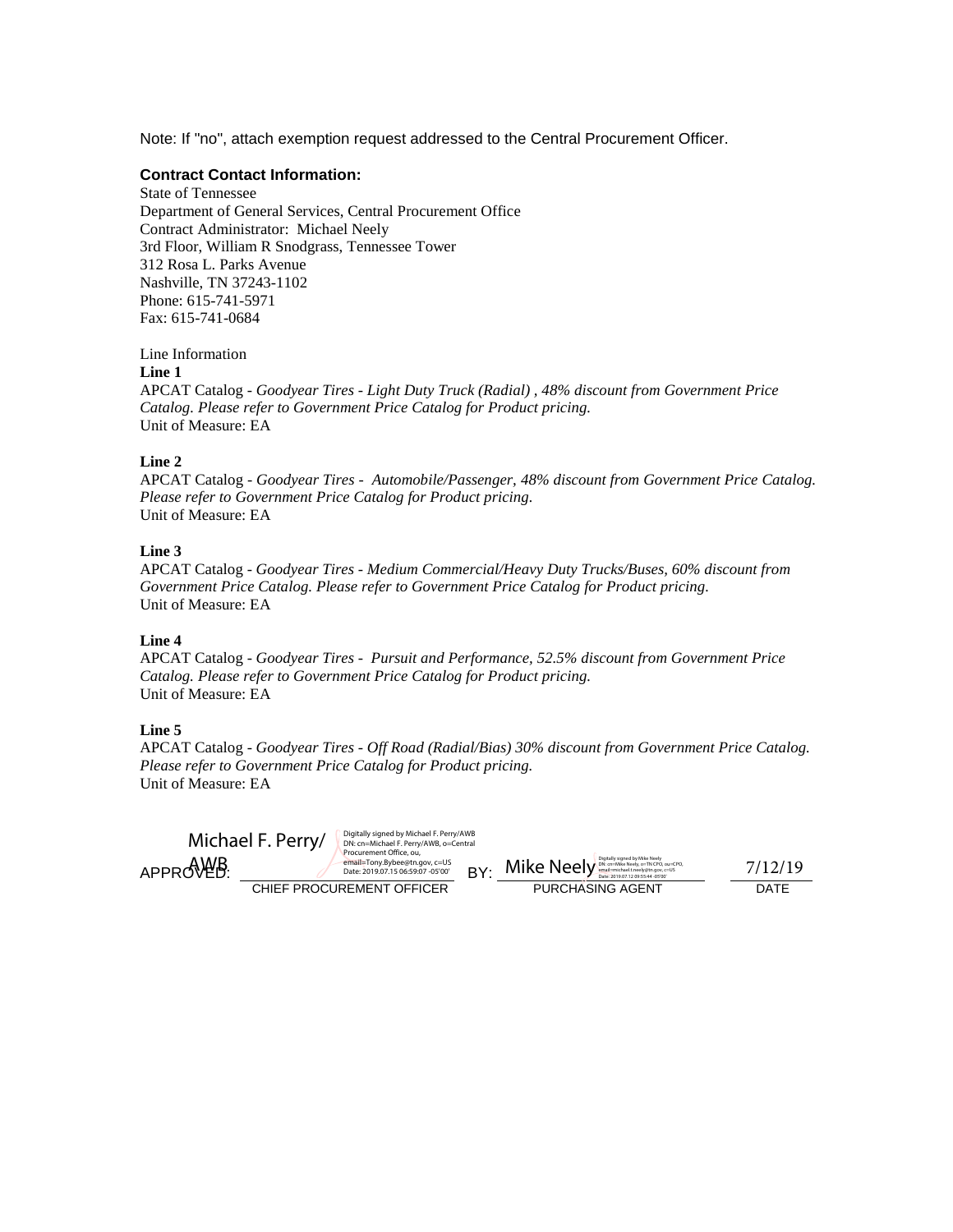Note: If "no", attach exemption request addressed to the Central Procurement Officer.

**Contract Contact Information:**

State of Tennessee
Department of General Services, Central Procurement Office
Contract Administrator: Michael Neely
3rd Floor, William R Snodgrass, Tennessee Tower
312 Rosa L. Parks Avenue
Nashville, TN 37243-1102
Phone: 615-741-5971
Fax: 615-741-0684

Line Information

**Line 1**

APCAT Catalog - *Goodyear Tires - Light Duty Truck (Radial) , 48% discount from Government Price Catalog. Please refer to Government Price Catalog for Product pricing.*
Unit of Measure: EA

**Line 2**

APCAT Catalog - *Goodyear Tires - Automobile/Passenger, 48% discount from Government Price Catalog. Please refer to Government Price Catalog for Product pricing.*
Unit of Measure: EA

**Line 3**

APCAT Catalog - *Goodyear Tires - Medium Commercial/Heavy Duty Trucks/Buses, 60% discount from Government Price Catalog. Please refer to Government Price Catalog for Product pricing.*
Unit of Measure: EA

**Line 4**

APCAT Catalog - *Goodyear Tires - Pursuit and Performance, 52.5% discount from Government Price Catalog. Please refer to Government Price Catalog for Product pricing.*
Unit of Measure: EA

**Line 5**

APCAT Catalog - *Goodyear Tires - Off Road (Radial/Bias) 30% discount from Government Price Catalog. Please refer to Government Price Catalog for Product pricing.*
Unit of Measure: EA

APPROVED: Michael F. Perry/AWB (Digitally signed by Michael F. Perry/AWB DN: cn=Michael F. Perry/AWB, o=Central Procurement Office, ou, email=Tony.Bybee@tn.gov, c=US Date: 2019.07.15 06:59:07 -05'00')
CHIEF PROCUREMENT OFFICER

BY: Mike Neely (Digitally signed by Mike Neely DN: cn=Mike Neely, o=TN CPO, ou=CPO, email=michael.t.neely@tn.gov, c=US Date: 2019.07.12 09:55:44 -05'00')
PURCHASING AGENT

7/12/19
DATE